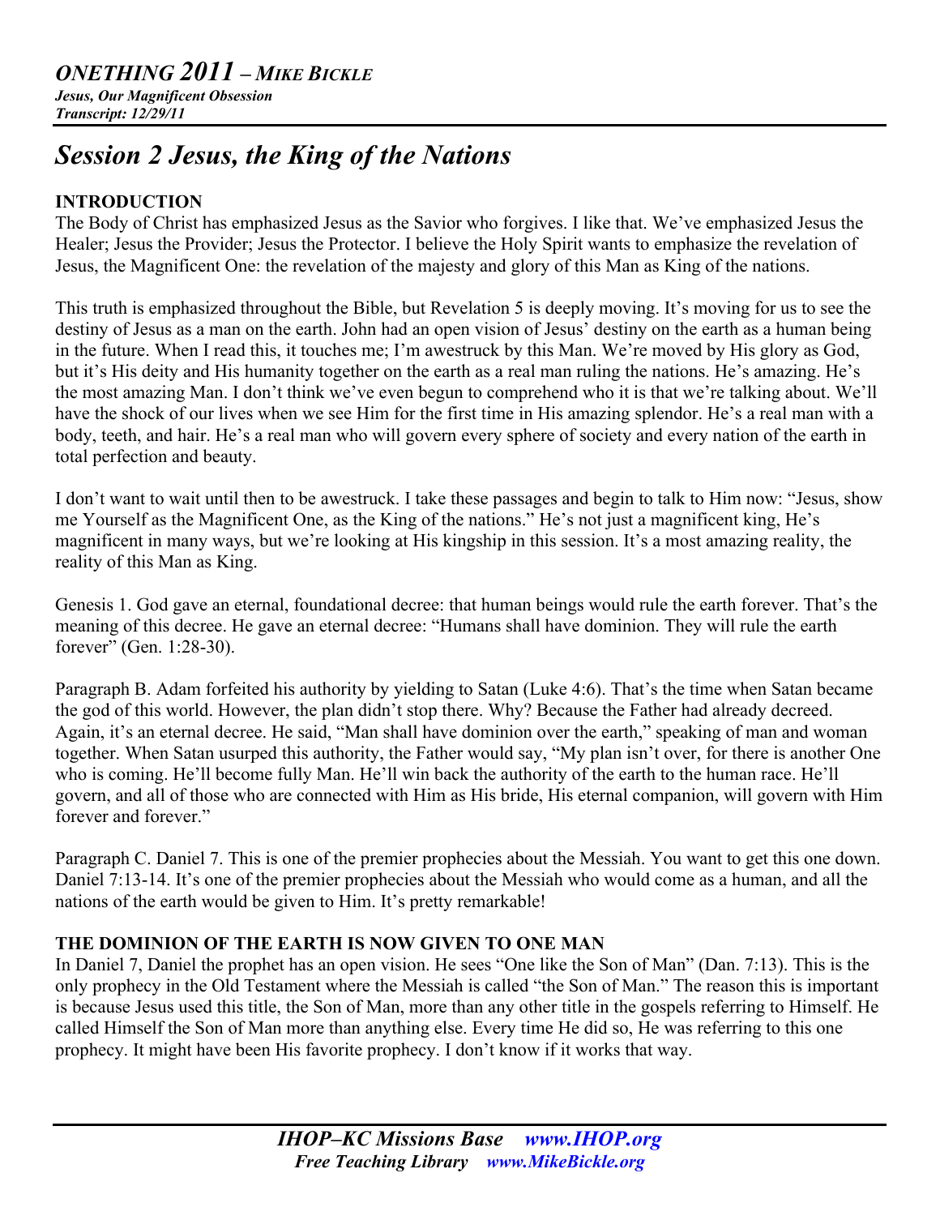# *ONETHING 2011 – MIKE BICKLE*

***Jesus, Our Magnificent Obsession***
***Transcript: 12/29/11***

## *Session 2 Jesus, the King of the Nations*

**INTRODUCTION**

The Body of Christ has emphasized Jesus as the Savior who forgives. I like that. We've emphasized Jesus the Healer; Jesus the Provider; Jesus the Protector. I believe the Holy Spirit wants to emphasize the revelation of Jesus, the Magnificent One: the revelation of the majesty and glory of this Man as King of the nations.

This truth is emphasized throughout the Bible, but Revelation 5 is deeply moving. It's moving for us to see the destiny of Jesus as a man on the earth. John had an open vision of Jesus' destiny on the earth as a human being in the future. When I read this, it touches me; I'm awestruck by this Man. We're moved by His glory as God, but it's His deity and His humanity together on the earth as a real man ruling the nations. He's amazing. He's the most amazing Man. I don't think we've even begun to comprehend who it is that we're talking about. We'll have the shock of our lives when we see Him for the first time in His amazing splendor. He's a real man with a body, teeth, and hair. He's a real man who will govern every sphere of society and every nation of the earth in total perfection and beauty.

I don't want to wait until then to be awestruck. I take these passages and begin to talk to Him now: "Jesus, show me Yourself as the Magnificent One, as the King of the nations." He's not just a magnificent king, He's magnificent in many ways, but we're looking at His kingship in this session. It's a most amazing reality, the reality of this Man as King.

Genesis 1. God gave an eternal, foundational decree: that human beings would rule the earth forever. That's the meaning of this decree. He gave an eternal decree: "Humans shall have dominion. They will rule the earth forever" (Gen. 1:28-30).

Paragraph B. Adam forfeited his authority by yielding to Satan (Luke 4:6). That's the time when Satan became the god of this world. However, the plan didn't stop there. Why? Because the Father had already decreed. Again, it's an eternal decree. He said, "Man shall have dominion over the earth," speaking of man and woman together. When Satan usurped this authority, the Father would say, "My plan isn't over, for there is another One who is coming. He'll become fully Man. He'll win back the authority of the earth to the human race. He'll govern, and all of those who are connected with Him as His bride, His eternal companion, will govern with Him forever and forever."

Paragraph C. Daniel 7. This is one of the premier prophecies about the Messiah. You want to get this one down. Daniel 7:13-14. It's one of the premier prophecies about the Messiah who would come as a human, and all the nations of the earth would be given to Him. It's pretty remarkable!

**THE DOMINION OF THE EARTH IS NOW GIVEN TO ONE MAN**

In Daniel 7, Daniel the prophet has an open vision. He sees "One like the Son of Man" (Dan. 7:13). This is the only prophecy in the Old Testament where the Messiah is called "the Son of Man." The reason this is important is because Jesus used this title, the Son of Man, more than any other title in the gospels referring to Himself. He called Himself the Son of Man more than anything else. Every time He did so, He was referring to this one prophecy. It might have been His favorite prophecy. I don't know if it works that way.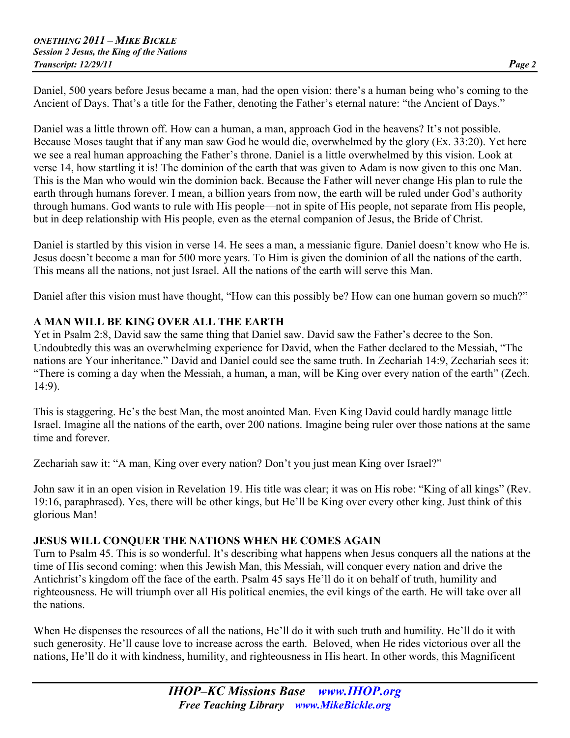Daniel, 500 years before Jesus became a man, had the open vision: there's a human being who's coming to the Ancient of Days. That's a title for the Father, denoting the Father's eternal nature: "the Ancient of Days."

Daniel was a little thrown off. How can a human, a man, approach God in the heavens? It's not possible. Because Moses taught that if any man saw God he would die, overwhelmed by the glory (Ex. 33:20). Yet here we see a real human approaching the Father's throne. Daniel is a little overwhelmed by this vision. Look at verse 14, how startling it is! The dominion of the earth that was given to Adam is now given to this one Man. This is the Man who would win the dominion back. Because the Father will never change His plan to rule the earth through humans forever. I mean, a billion years from now, the earth will be ruled under God's authority through humans. God wants to rule with His people—not in spite of His people, not separate from His people, but in deep relationship with His people, even as the eternal companion of Jesus, the Bride of Christ.

Daniel is startled by this vision in verse 14. He sees a man, a messianic figure. Daniel doesn't know who He is. Jesus doesn't become a man for 500 more years. To Him is given the dominion of all the nations of the earth. This means all the nations, not just Israel. All the nations of the earth will serve this Man.

Daniel after this vision must have thought, "How can this possibly be? How can one human govern so much?"

## A MAN WILL BE KING OVER ALL THE EARTH

Yet in Psalm 2:8, David saw the same thing that Daniel saw. David saw the Father's decree to the Son. Undoubtedly this was an overwhelming experience for David, when the Father declared to the Messiah, "The nations are Your inheritance." David and Daniel could see the same truth. In Zechariah 14:9, Zechariah sees it: "There is coming a day when the Messiah, a human, a man, will be King over every nation of the earth" (Zech. 14:9).

This is staggering. He's the best Man, the most anointed Man. Even King David could hardly manage little Israel. Imagine all the nations of the earth, over 200 nations. Imagine being ruler over those nations at the same time and forever.

Zechariah saw it: "A man, King over every nation? Don't you just mean King over Israel?"

John saw it in an open vision in Revelation 19. His title was clear; it was on His robe: "King of all kings" (Rev. 19:16, paraphrased). Yes, there will be other kings, but He'll be King over every other king. Just think of this glorious Man!

## JESUS WILL CONQUER THE NATIONS WHEN HE COMES AGAIN

Turn to Psalm 45. This is so wonderful. It's describing what happens when Jesus conquers all the nations at the time of His second coming: when this Jewish Man, this Messiah, will conquer every nation and drive the Antichrist's kingdom off the face of the earth. Psalm 45 says He'll do it on behalf of truth, humility and righteousness. He will triumph over all His political enemies, the evil kings of the earth. He will take over all the nations.

When He dispenses the resources of all the nations, He'll do it with such truth and humility. He'll do it with such generosity. He'll cause love to increase across the earth. Beloved, when He rides victorious over all the nations, He'll do it with kindness, humility, and righteousness in His heart. In other words, this Magnificent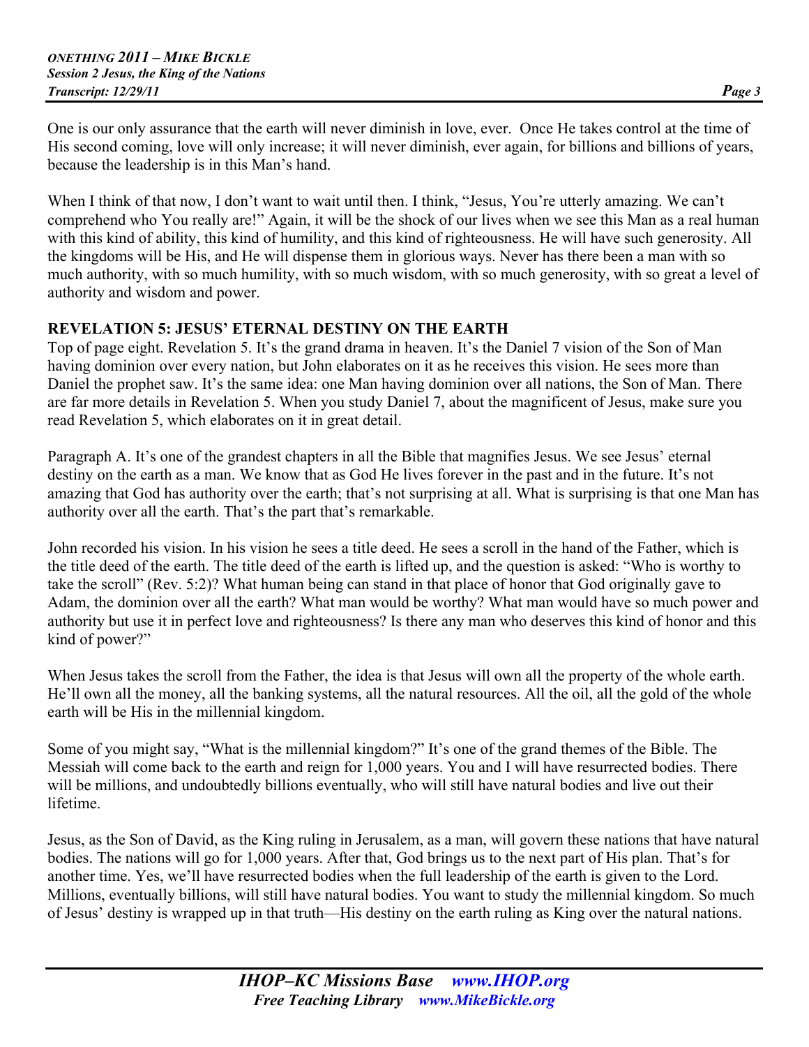One is our only assurance that the earth will never diminish in love, ever. Once He takes control at the time of His second coming, love will only increase; it will never diminish, ever again, for billions and billions of years, because the leadership is in this Man's hand.

When I think of that now, I don't want to wait until then. I think, "Jesus, You're utterly amazing. We can't comprehend who You really are!" Again, it will be the shock of our lives when we see this Man as a real human with this kind of ability, this kind of humility, and this kind of righteousness. He will have such generosity. All the kingdoms will be His, and He will dispense them in glorious ways. Never has there been a man with so much authority, with so much humility, with so much wisdom, with so much generosity, with so great a level of authority and wisdom and power.

## REVELATION 5: JESUS' ETERNAL DESTINY ON THE EARTH

Top of page eight. Revelation 5. It's the grand drama in heaven. It's the Daniel 7 vision of the Son of Man having dominion over every nation, but John elaborates on it as he receives this vision. He sees more than Daniel the prophet saw. It's the same idea: one Man having dominion over all nations, the Son of Man. There are far more details in Revelation 5. When you study Daniel 7, about the magnificent of Jesus, make sure you read Revelation 5, which elaborates on it in great detail.

Paragraph A. It's one of the grandest chapters in all the Bible that magnifies Jesus. We see Jesus' eternal destiny on the earth as a man. We know that as God He lives forever in the past and in the future. It's not amazing that God has authority over the earth; that's not surprising at all. What is surprising is that one Man has authority over all the earth. That's the part that's remarkable.

John recorded his vision. In his vision he sees a title deed. He sees a scroll in the hand of the Father, which is the title deed of the earth. The title deed of the earth is lifted up, and the question is asked: "Who is worthy to take the scroll" (Rev. 5:2)? What human being can stand in that place of honor that God originally gave to Adam, the dominion over all the earth? What man would be worthy? What man would have so much power and authority but use it in perfect love and righteousness? Is there any man who deserves this kind of honor and this kind of power?"

When Jesus takes the scroll from the Father, the idea is that Jesus will own all the property of the whole earth. He'll own all the money, all the banking systems, all the natural resources. All the oil, all the gold of the whole earth will be His in the millennial kingdom.

Some of you might say, "What is the millennial kingdom?" It's one of the grand themes of the Bible. The Messiah will come back to the earth and reign for 1,000 years. You and I will have resurrected bodies. There will be millions, and undoubtedly billions eventually, who will still have natural bodies and live out their lifetime.

Jesus, as the Son of David, as the King ruling in Jerusalem, as a man, will govern these nations that have natural bodies. The nations will go for 1,000 years. After that, God brings us to the next part of His plan. That's for another time. Yes, we'll have resurrected bodies when the full leadership of the earth is given to the Lord. Millions, eventually billions, will still have natural bodies. You want to study the millennial kingdom. So much of Jesus' destiny is wrapped up in that truth—His destiny on the earth ruling as King over the natural nations.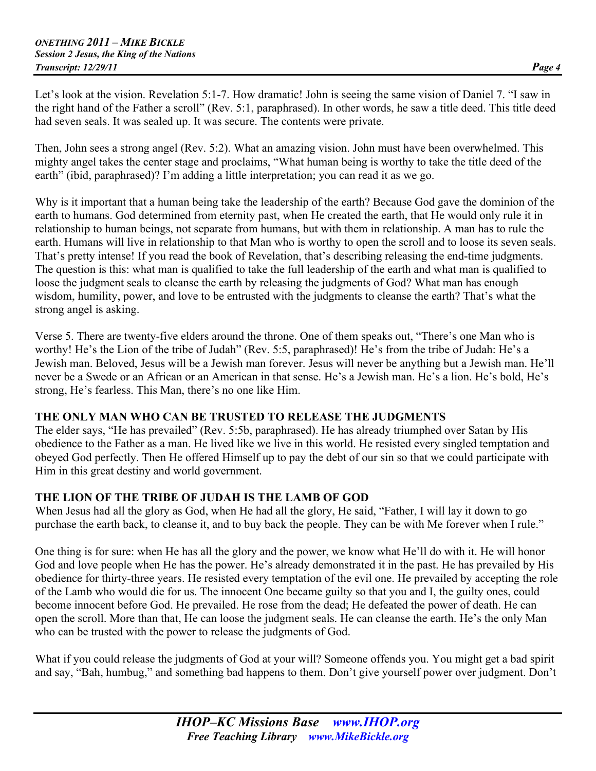Let's look at the vision. Revelation 5:1-7. How dramatic! John is seeing the same vision of Daniel 7. "I saw in the right hand of the Father a scroll" (Rev. 5:1, paraphrased). In other words, he saw a title deed. This title deed had seven seals. It was sealed up. It was secure. The contents were private.

Then, John sees a strong angel (Rev. 5:2). What an amazing vision. John must have been overwhelmed. This mighty angel takes the center stage and proclaims, "What human being is worthy to take the title deed of the earth" (ibid, paraphrased)? I'm adding a little interpretation; you can read it as we go.

Why is it important that a human being take the leadership of the earth? Because God gave the dominion of the earth to humans. God determined from eternity past, when He created the earth, that He would only rule it in relationship to human beings, not separate from humans, but with them in relationship. A man has to rule the earth. Humans will live in relationship to that Man who is worthy to open the scroll and to loose its seven seals. That's pretty intense! If you read the book of Revelation, that's describing releasing the end-time judgments. The question is this: what man is qualified to take the full leadership of the earth and what man is qualified to loose the judgment seals to cleanse the earth by releasing the judgments of God? What man has enough wisdom, humility, power, and love to be entrusted with the judgments to cleanse the earth? That's what the strong angel is asking.

Verse 5. There are twenty-five elders around the throne. One of them speaks out, "There's one Man who is worthy! He's the Lion of the tribe of Judah" (Rev. 5:5, paraphrased)! He's from the tribe of Judah: He's a Jewish man. Beloved, Jesus will be a Jewish man forever. Jesus will never be anything but a Jewish man. He'll never be a Swede or an African or an American in that sense. He's a Jewish man. He's a lion. He's bold, He's strong, He's fearless. This Man, there's no one like Him.

**THE ONLY MAN WHO CAN BE TRUSTED TO RELEASE THE JUDGMENTS**

The elder says, "He has prevailed" (Rev. 5:5b, paraphrased). He has already triumphed over Satan by His obedience to the Father as a man. He lived like we live in this world. He resisted every singled temptation and obeyed God perfectly. Then He offered Himself up to pay the debt of our sin so that we could participate with Him in this great destiny and world government.

**THE LION OF THE TRIBE OF JUDAH IS THE LAMB OF GOD**

When Jesus had all the glory as God, when He had all the glory, He said, "Father, I will lay it down to go purchase the earth back, to cleanse it, and to buy back the people. They can be with Me forever when I rule."

One thing is for sure: when He has all the glory and the power, we know what He'll do with it. He will honor God and love people when He has the power. He's already demonstrated it in the past. He has prevailed by His obedience for thirty-three years. He resisted every temptation of the evil one. He prevailed by accepting the role of the Lamb who would die for us. The innocent One became guilty so that you and I, the guilty ones, could become innocent before God. He prevailed. He rose from the dead; He defeated the power of death. He can open the scroll. More than that, He can loose the judgment seals. He can cleanse the earth. He's the only Man who can be trusted with the power to release the judgments of God.

What if you could release the judgments of God at your will? Someone offends you. You might get a bad spirit and say, "Bah, humbug," and something bad happens to them. Don't give yourself power over judgment. Don't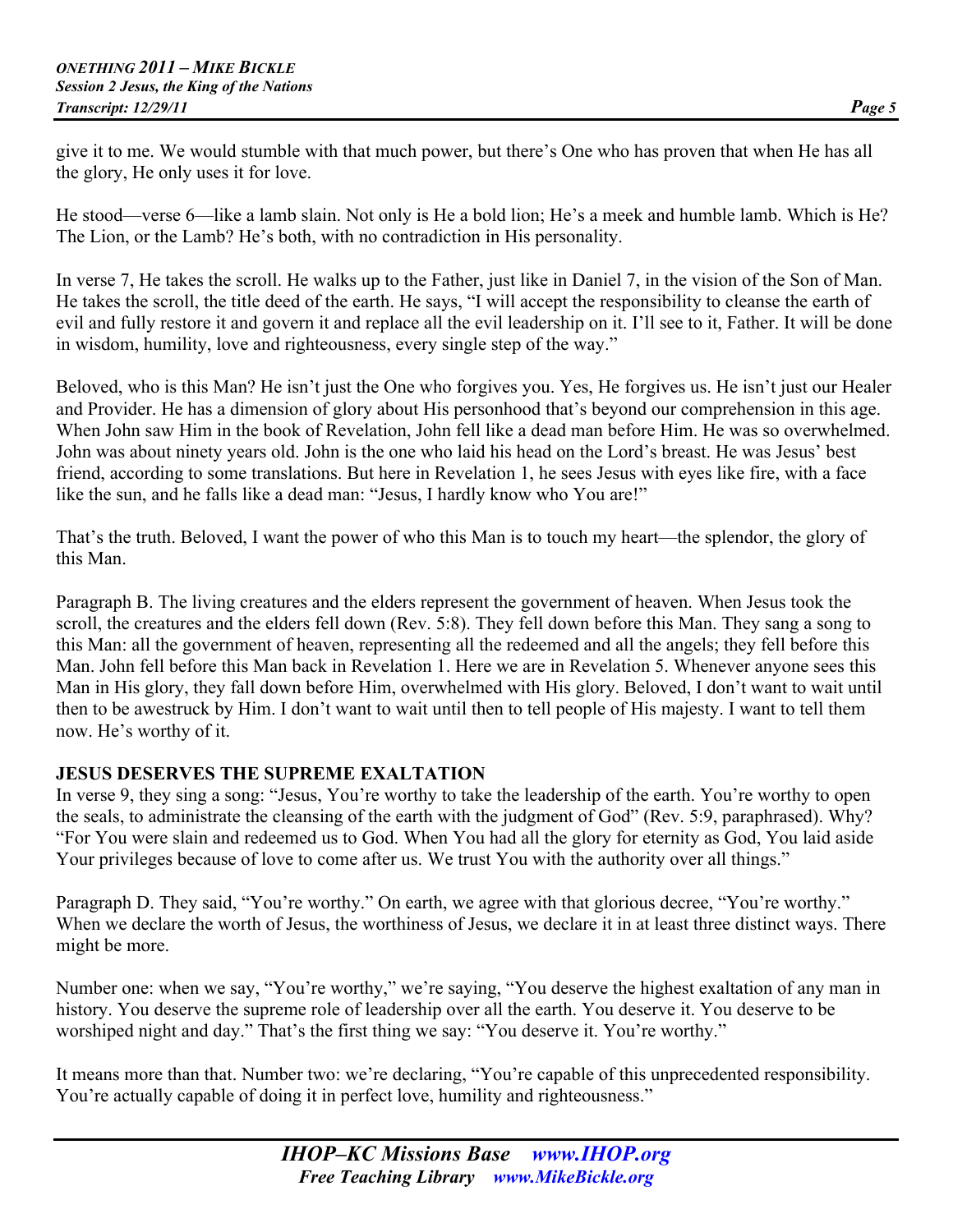give it to me. We would stumble with that much power, but there's One who has proven that when He has all the glory, He only uses it for love.

He stood—verse 6—like a lamb slain. Not only is He a bold lion; He's a meek and humble lamb. Which is He? The Lion, or the Lamb? He's both, with no contradiction in His personality.

In verse 7, He takes the scroll. He walks up to the Father, just like in Daniel 7, in the vision of the Son of Man. He takes the scroll, the title deed of the earth. He says, "I will accept the responsibility to cleanse the earth of evil and fully restore it and govern it and replace all the evil leadership on it. I'll see to it, Father. It will be done in wisdom, humility, love and righteousness, every single step of the way."

Beloved, who is this Man? He isn't just the One who forgives you. Yes, He forgives us. He isn't just our Healer and Provider. He has a dimension of glory about His personhood that's beyond our comprehension in this age. When John saw Him in the book of Revelation, John fell like a dead man before Him. He was so overwhelmed. John was about ninety years old. John is the one who laid his head on the Lord's breast. He was Jesus' best friend, according to some translations. But here in Revelation 1, he sees Jesus with eyes like fire, with a face like the sun, and he falls like a dead man: "Jesus, I hardly know who You are!"

That's the truth. Beloved, I want the power of who this Man is to touch my heart—the splendor, the glory of this Man.

Paragraph B. The living creatures and the elders represent the government of heaven. When Jesus took the scroll, the creatures and the elders fell down (Rev. 5:8). They fell down before this Man. They sang a song to this Man: all the government of heaven, representing all the redeemed and all the angels; they fell before this Man. John fell before this Man back in Revelation 1. Here we are in Revelation 5. Whenever anyone sees this Man in His glory, they fall down before Him, overwhelmed with His glory. Beloved, I don't want to wait until then to be awestruck by Him. I don't want to wait until then to tell people of His majesty. I want to tell them now. He's worthy of it.

**JESUS DESERVES THE SUPREME EXALTATION**

In verse 9, they sing a song: "Jesus, You're worthy to take the leadership of the earth. You're worthy to open the seals, to administrate the cleansing of the earth with the judgment of God" (Rev. 5:9, paraphrased). Why? "For You were slain and redeemed us to God. When You had all the glory for eternity as God, You laid aside Your privileges because of love to come after us. We trust You with the authority over all things."

Paragraph D. They said, "You're worthy." On earth, we agree with that glorious decree, "You're worthy." When we declare the worth of Jesus, the worthiness of Jesus, we declare it in at least three distinct ways. There might be more.

Number one: when we say, "You're worthy," we're saying, "You deserve the highest exaltation of any man in history. You deserve the supreme role of leadership over all the earth. You deserve it. You deserve to be worshiped night and day." That's the first thing we say: "You deserve it. You're worthy."

It means more than that. Number two: we're declaring, "You're capable of this unprecedented responsibility. You're actually capable of doing it in perfect love, humility and righteousness."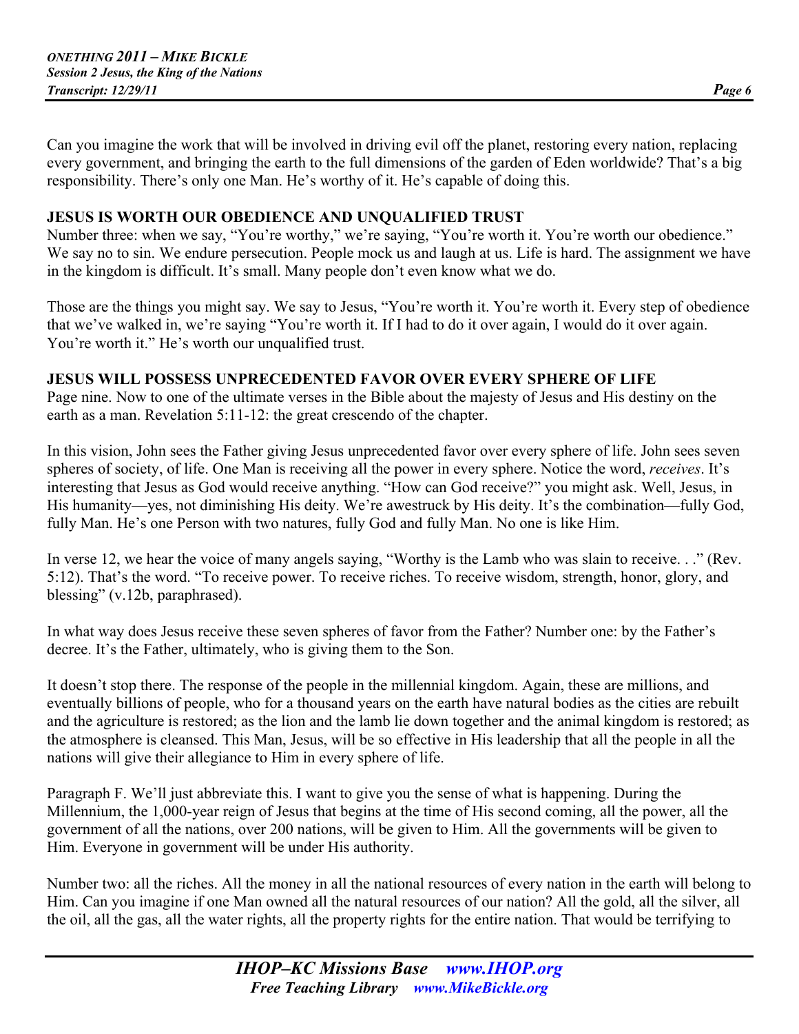Can you imagine the work that will be involved in driving evil off the planet, restoring every nation, replacing every government, and bringing the earth to the full dimensions of the garden of Eden worldwide? That's a big responsibility. There's only one Man. He's worthy of it. He's capable of doing this.

## JESUS IS WORTH OUR OBEDIENCE AND UNQUALIFIED TRUST

Number three: when we say, "You're worthy," we're saying, "You're worth it. You're worth our obedience." We say no to sin. We endure persecution. People mock us and laugh at us. Life is hard. The assignment we have in the kingdom is difficult. It's small. Many people don't even know what we do.

Those are the things you might say. We say to Jesus, "You're worth it. You're worth it. Every step of obedience that we've walked in, we're saying "You're worth it. If I had to do it over again, I would do it over again. You're worth it." He's worth our unqualified trust.

## JESUS WILL POSSESS UNPRECEDENTED FAVOR OVER EVERY SPHERE OF LIFE

Page nine. Now to one of the ultimate verses in the Bible about the majesty of Jesus and His destiny on the earth as a man. Revelation 5:11-12: the great crescendo of the chapter.

In this vision, John sees the Father giving Jesus unprecedented favor over every sphere of life. John sees seven spheres of society, of life. One Man is receiving all the power in every sphere. Notice the word, *receives*. It's interesting that Jesus as God would receive anything. "How can God receive?" you might ask. Well, Jesus, in His humanity—yes, not diminishing His deity. We're awestruck by His deity. It's the combination—fully God, fully Man. He's one Person with two natures, fully God and fully Man. No one is like Him.

In verse 12, we hear the voice of many angels saying, "Worthy is the Lamb who was slain to receive. . ." (Rev. 5:12). That's the word. "To receive power. To receive riches. To receive wisdom, strength, honor, glory, and blessing" (v.12b, paraphrased).

In what way does Jesus receive these seven spheres of favor from the Father? Number one: by the Father's decree. It's the Father, ultimately, who is giving them to the Son.

It doesn't stop there. The response of the people in the millennial kingdom. Again, these are millions, and eventually billions of people, who for a thousand years on the earth have natural bodies as the cities are rebuilt and the agriculture is restored; as the lion and the lamb lie down together and the animal kingdom is restored; as the atmosphere is cleansed. This Man, Jesus, will be so effective in His leadership that all the people in all the nations will give their allegiance to Him in every sphere of life.

Paragraph F. We'll just abbreviate this. I want to give you the sense of what is happening. During the Millennium, the 1,000-year reign of Jesus that begins at the time of His second coming, all the power, all the government of all the nations, over 200 nations, will be given to Him. All the governments will be given to Him. Everyone in government will be under His authority.

Number two: all the riches. All the money in all the national resources of every nation in the earth will belong to Him. Can you imagine if one Man owned all the natural resources of our nation? All the gold, all the silver, all the oil, all the gas, all the water rights, all the property rights for the entire nation. That would be terrifying to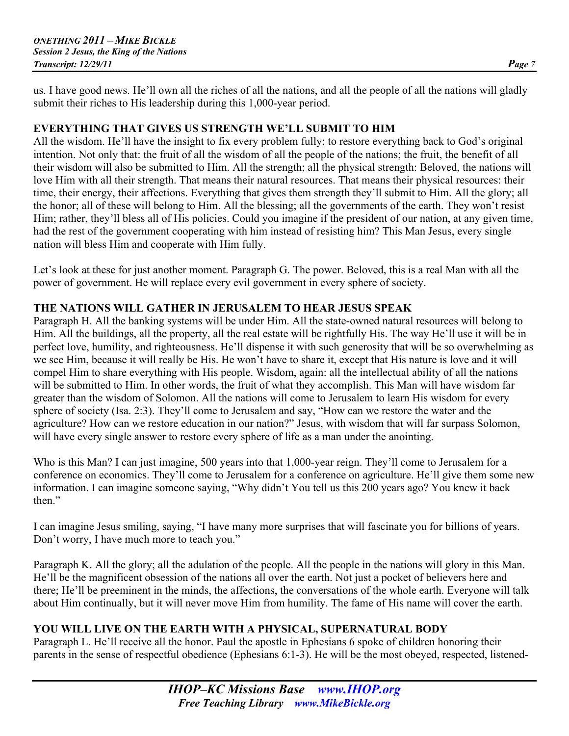us. I have good news. He'll own all the riches of all the nations, and all the people of all the nations will gladly submit their riches to His leadership during this 1,000-year period.

## EVERYTHING THAT GIVES US STRENGTH WE'LL SUBMIT TO HIM

All the wisdom. He'll have the insight to fix every problem fully; to restore everything back to God's original intention. Not only that: the fruit of all the wisdom of all the people of the nations; the fruit, the benefit of all their wisdom will also be submitted to Him. All the strength; all the physical strength: Beloved, the nations will love Him with all their strength. That means their natural resources. That means their physical resources: their time, their energy, their affections. Everything that gives them strength they'll submit to Him. All the glory; all the honor; all of these will belong to Him. All the blessing; all the governments of the earth. They won't resist Him; rather, they'll bless all of His policies. Could you imagine if the president of our nation, at any given time, had the rest of the government cooperating with him instead of resisting him? This Man Jesus, every single nation will bless Him and cooperate with Him fully.

Let's look at these for just another moment. Paragraph G. The power. Beloved, this is a real Man with all the power of government. He will replace every evil government in every sphere of society.

## THE NATIONS WILL GATHER IN JERUSALEM TO HEAR JESUS SPEAK

Paragraph H. All the banking systems will be under Him. All the state-owned natural resources will belong to Him. All the buildings, all the property, all the real estate will be rightfully His. The way He'll use it will be in perfect love, humility, and righteousness. He'll dispense it with such generosity that will be so overwhelming as we see Him, because it will really be His. He won't have to share it, except that His nature is love and it will compel Him to share everything with His people. Wisdom, again: all the intellectual ability of all the nations will be submitted to Him. In other words, the fruit of what they accomplish. This Man will have wisdom far greater than the wisdom of Solomon. All the nations will come to Jerusalem to learn His wisdom for every sphere of society (Isa. 2:3). They'll come to Jerusalem and say, "How can we restore the water and the agriculture? How can we restore education in our nation?" Jesus, with wisdom that will far surpass Solomon, will have every single answer to restore every sphere of life as a man under the anointing.

Who is this Man? I can just imagine, 500 years into that 1,000-year reign. They'll come to Jerusalem for a conference on economics. They'll come to Jerusalem for a conference on agriculture. He'll give them some new information. I can imagine someone saying, "Why didn't You tell us this 200 years ago? You knew it back then."

I can imagine Jesus smiling, saying, "I have many more surprises that will fascinate you for billions of years. Don't worry, I have much more to teach you."

Paragraph K. All the glory; all the adulation of the people. All the people in the nations will glory in this Man. He'll be the magnificent obsession of the nations all over the earth. Not just a pocket of believers here and there; He'll be preeminent in the minds, the affections, the conversations of the whole earth. Everyone will talk about Him continually, but it will never move Him from humility. The fame of His name will cover the earth.

## YOU WILL LIVE ON THE EARTH WITH A PHYSICAL, SUPERNATURAL BODY

Paragraph L. He'll receive all the honor. Paul the apostle in Ephesians 6 spoke of children honoring their parents in the sense of respectful obedience (Ephesians 6:1-3). He will be the most obeyed, respected, listened-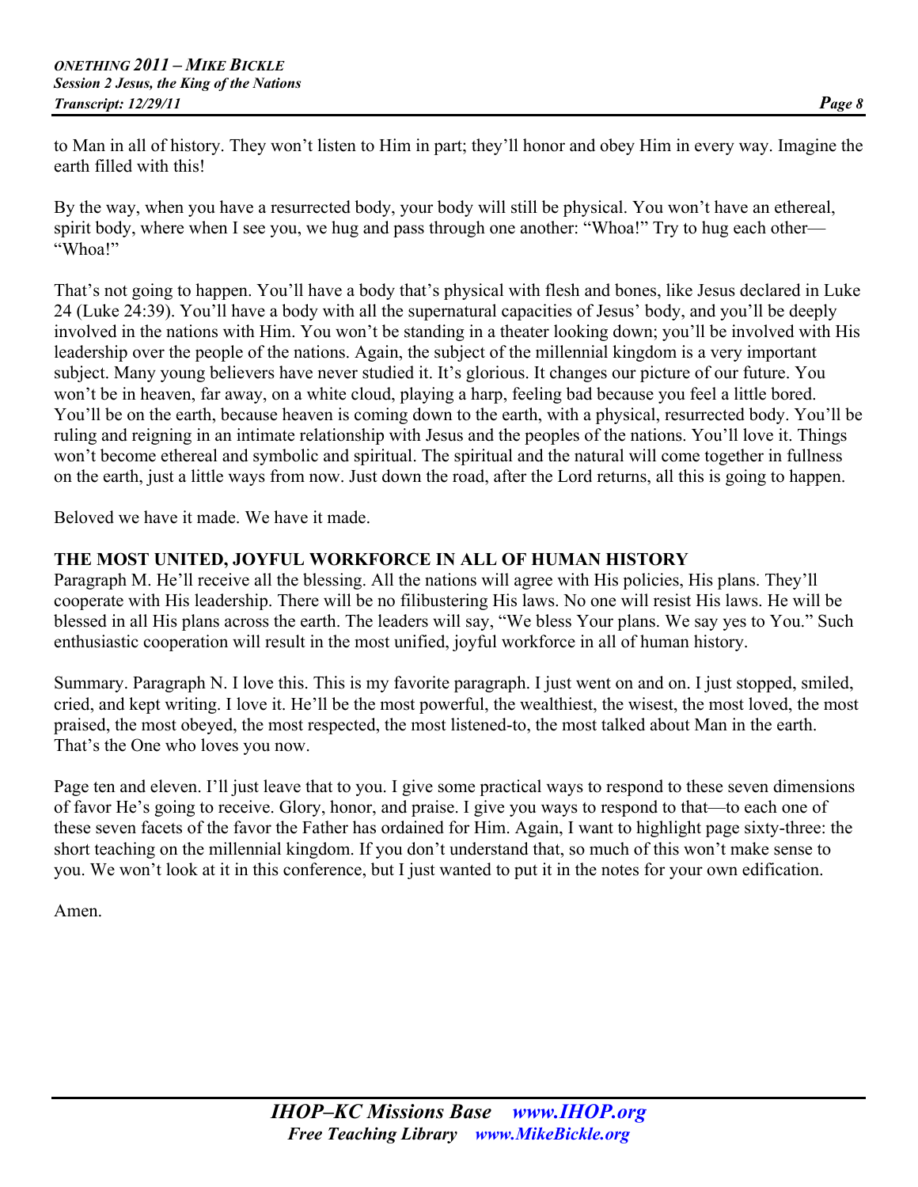to Man in all of history. They won't listen to Him in part; they'll honor and obey Him in every way. Imagine the earth filled with this!

By the way, when you have a resurrected body, your body will still be physical. You won't have an ethereal, spirit body, where when I see you, we hug and pass through one another: "Whoa!" Try to hug each other—"Whoa!"

That's not going to happen. You'll have a body that's physical with flesh and bones, like Jesus declared in Luke 24 (Luke 24:39). You'll have a body with all the supernatural capacities of Jesus' body, and you'll be deeply involved in the nations with Him. You won't be standing in a theater looking down; you'll be involved with His leadership over the people of the nations. Again, the subject of the millennial kingdom is a very important subject. Many young believers have never studied it. It's glorious. It changes our picture of our future. You won't be in heaven, far away, on a white cloud, playing a harp, feeling bad because you feel a little bored. You'll be on the earth, because heaven is coming down to the earth, with a physical, resurrected body. You'll be ruling and reigning in an intimate relationship with Jesus and the peoples of the nations. You'll love it. Things won't become ethereal and symbolic and spiritual. The spiritual and the natural will come together in fullness on the earth, just a little ways from now. Just down the road, after the Lord returns, all this is going to happen.

Beloved we have it made. We have it made.

**THE MOST UNITED, JOYFUL WORKFORCE IN ALL OF HUMAN HISTORY**

Paragraph M. He'll receive all the blessing. All the nations will agree with His policies, His plans. They'll cooperate with His leadership. There will be no filibustering His laws. No one will resist His laws. He will be blessed in all His plans across the earth. The leaders will say, "We bless Your plans. We say yes to You." Such enthusiastic cooperation will result in the most unified, joyful workforce in all of human history.

Summary. Paragraph N. I love this. This is my favorite paragraph. I just went on and on. I just stopped, smiled, cried, and kept writing. I love it. He'll be the most powerful, the wealthiest, the wisest, the most loved, the most praised, the most obeyed, the most respected, the most listened-to, the most talked about Man in the earth. That's the One who loves you now.

Page ten and eleven. I'll just leave that to you. I give some practical ways to respond to these seven dimensions of favor He's going to receive. Glory, honor, and praise. I give you ways to respond to that—to each one of these seven facets of the favor the Father has ordained for Him. Again, I want to highlight page sixty-three: the short teaching on the millennial kingdom. If you don't understand that, so much of this won't make sense to you. We won't look at it in this conference, but I just wanted to put it in the notes for your own edification.

Amen.